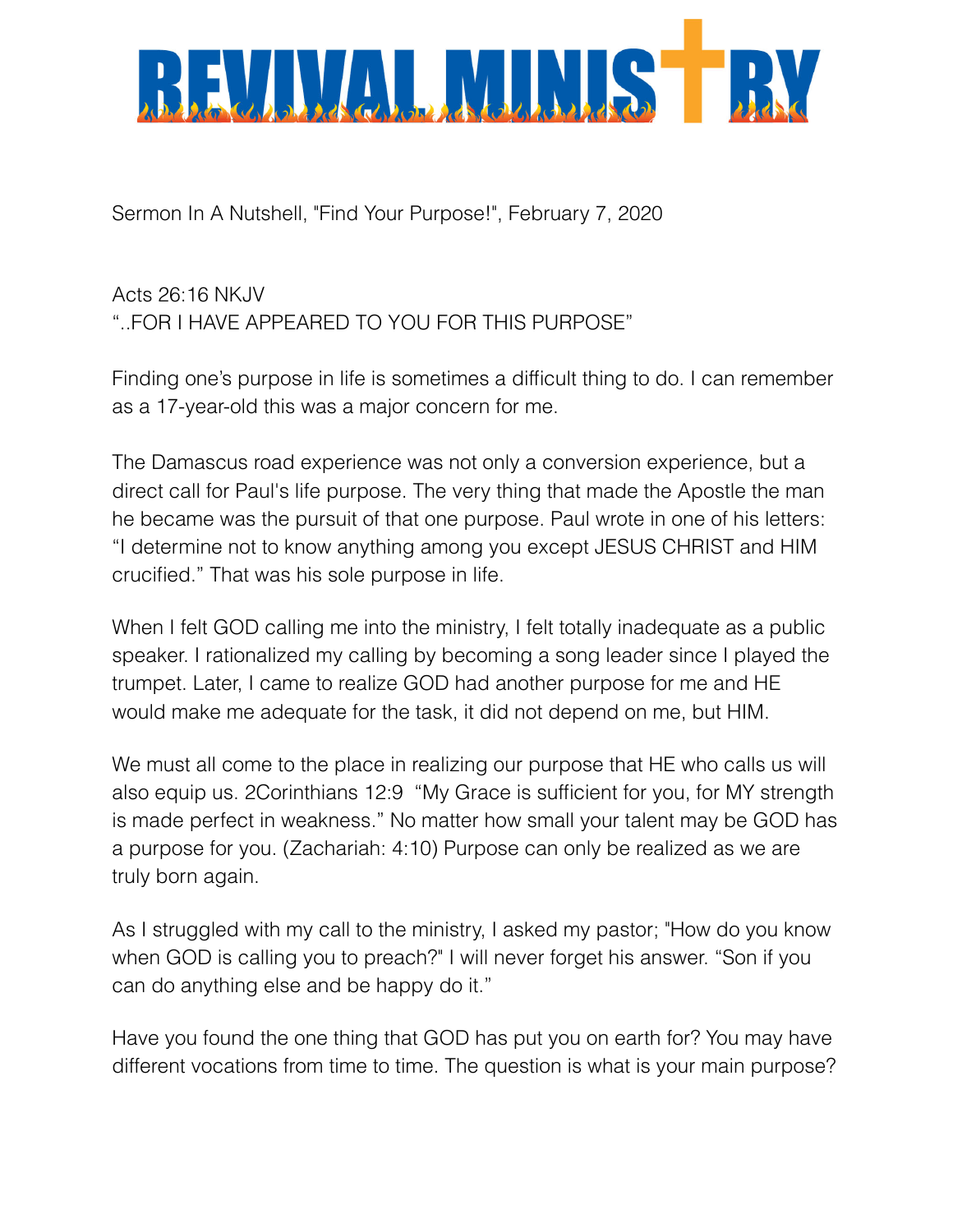# REVIVAL MINISTRY

Sermon In A Nutshell, "Find Your Purpose!", February 7, 2020

Acts 26:16 NKJV
"..FOR I HAVE APPEARED TO YOU FOR THIS PURPOSE"

Finding one's purpose in life is sometimes a difficult thing to do. I can remember as a 17-year-old this was a major concern for me.

The Damascus road experience was not only a conversion experience, but a direct call for Paul's life purpose. The very thing that made the Apostle the man he became was the pursuit of that one purpose. Paul wrote in one of his letters: "I determine not to know anything among you except JESUS CHRIST and HIM crucified." That was his sole purpose in life.

When I felt GOD calling me into the ministry, I felt totally inadequate as a public speaker. I rationalized my calling by becoming a song leader since I played the trumpet. Later, I came to realize GOD had another purpose for me and HE would make me adequate for the task, it did not depend on me, but HIM.

We must all come to the place in realizing our purpose that HE who calls us will also equip us. 2Corinthians 12:9 "My Grace is sufficient for you, for MY strength is made perfect in weakness." No matter how small your talent may be GOD has a purpose for you. (Zachariah: 4:10) Purpose can only be realized as we are truly born again.

As I struggled with my call to the ministry, I asked my pastor; "How do you know when GOD is calling you to preach?" I will never forget his answer. "Son if you can do anything else and be happy do it."

Have you found the one thing that GOD has put you on earth for? You may have different vocations from time to time. The question is what is your main purpose?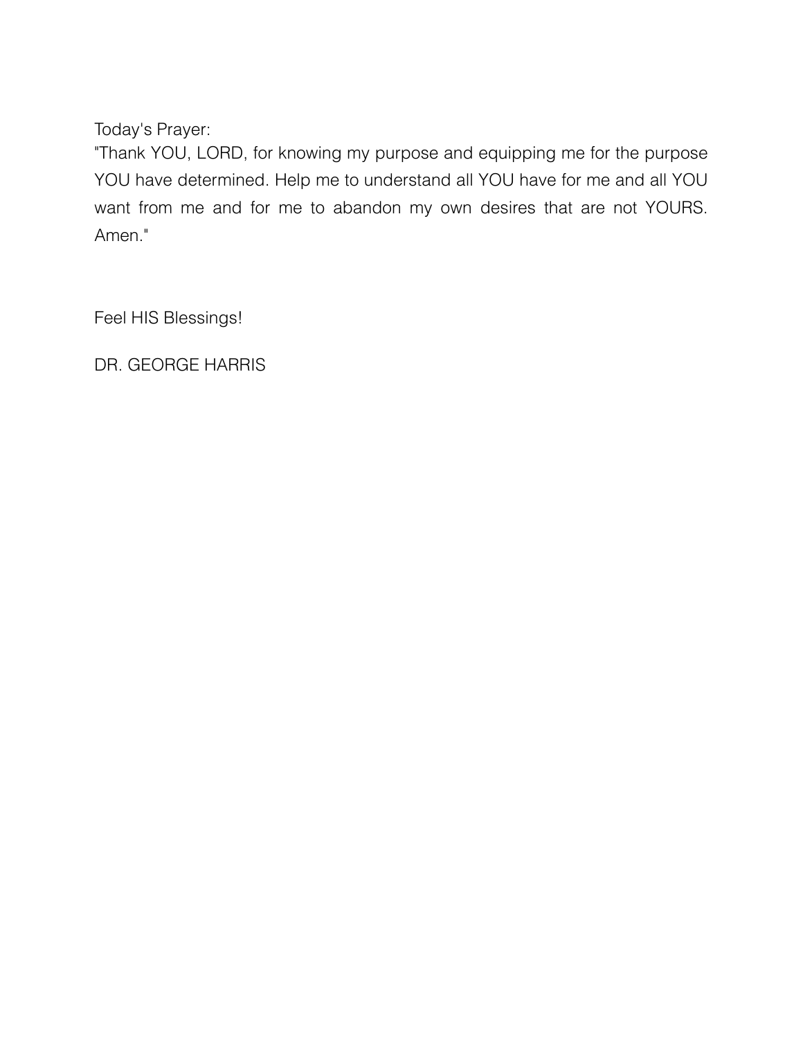Today's Prayer:
"Thank YOU, LORD, for knowing my purpose and equipping me for the purpose YOU have determined. Help me to understand all YOU have for me and all YOU want from me and for me to abandon my own desires that are not YOURS. Amen."

Feel HIS Blessings!

DR. GEORGE HARRIS